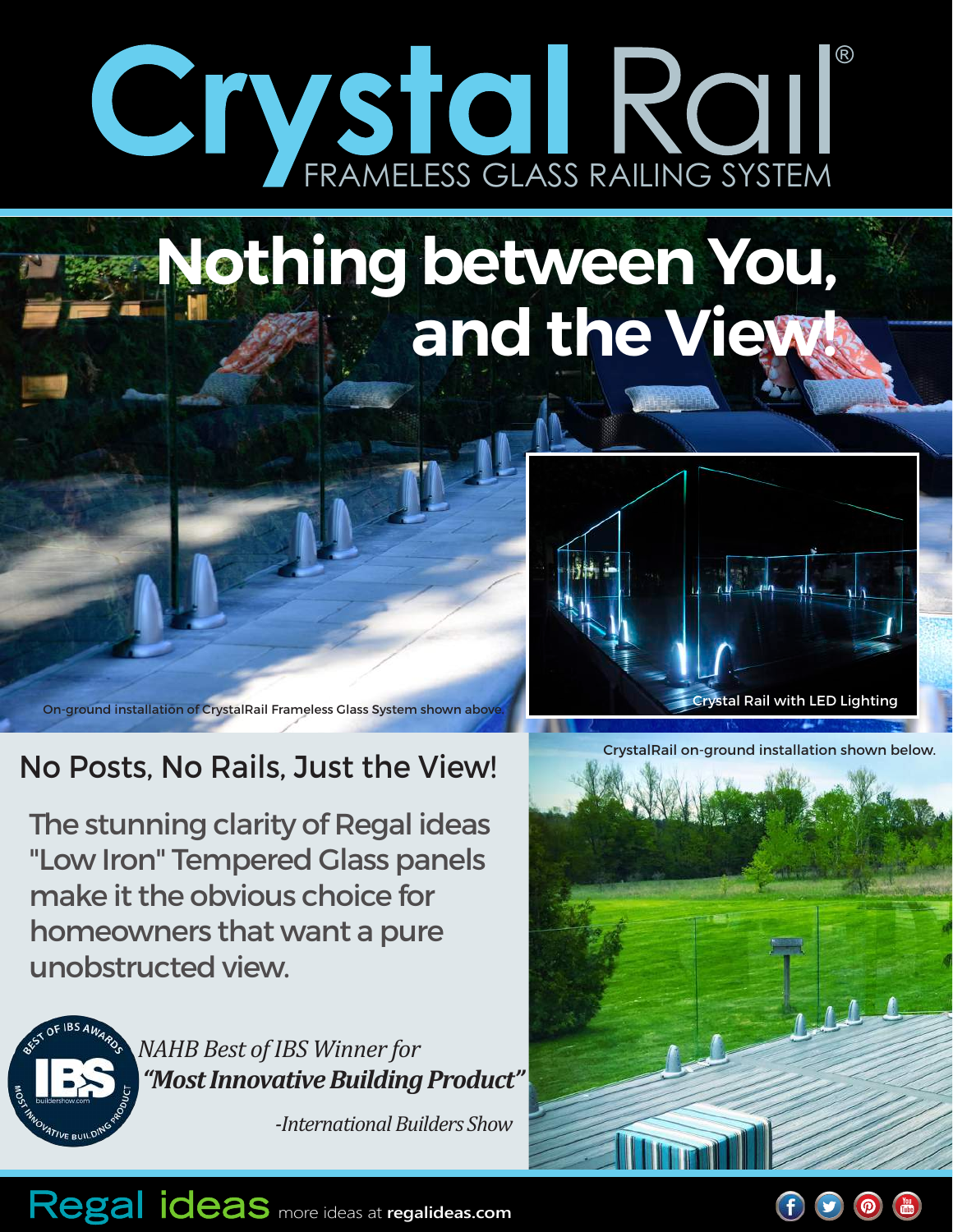# Crystal Rail®

FRAMELESS GLASS RAILING SYSTEM

## Nothing between You, and the View!

On-ground installation of CrystalRail Frameless Glass System shown above.

Crystal Rail with LED Lighting

CrystalRail on-ground installation shown below.

### No Posts, No Rails, Just the View!

The stunning clarity of Regal ideas "Low Iron" Tempered Glass panels make it the obvious choice for homeowners that want a pure unobstructed view.

BEST OF IBS AWARDS — IBS — buildershow.com — MOST INNOVATIVE BUILDING PRODUCT

*NAHB Best of IBS Winner for*
***"Most Innovative Building Product"***

*-International Builders Show*

Regal ideas more ideas at **regalideas.com**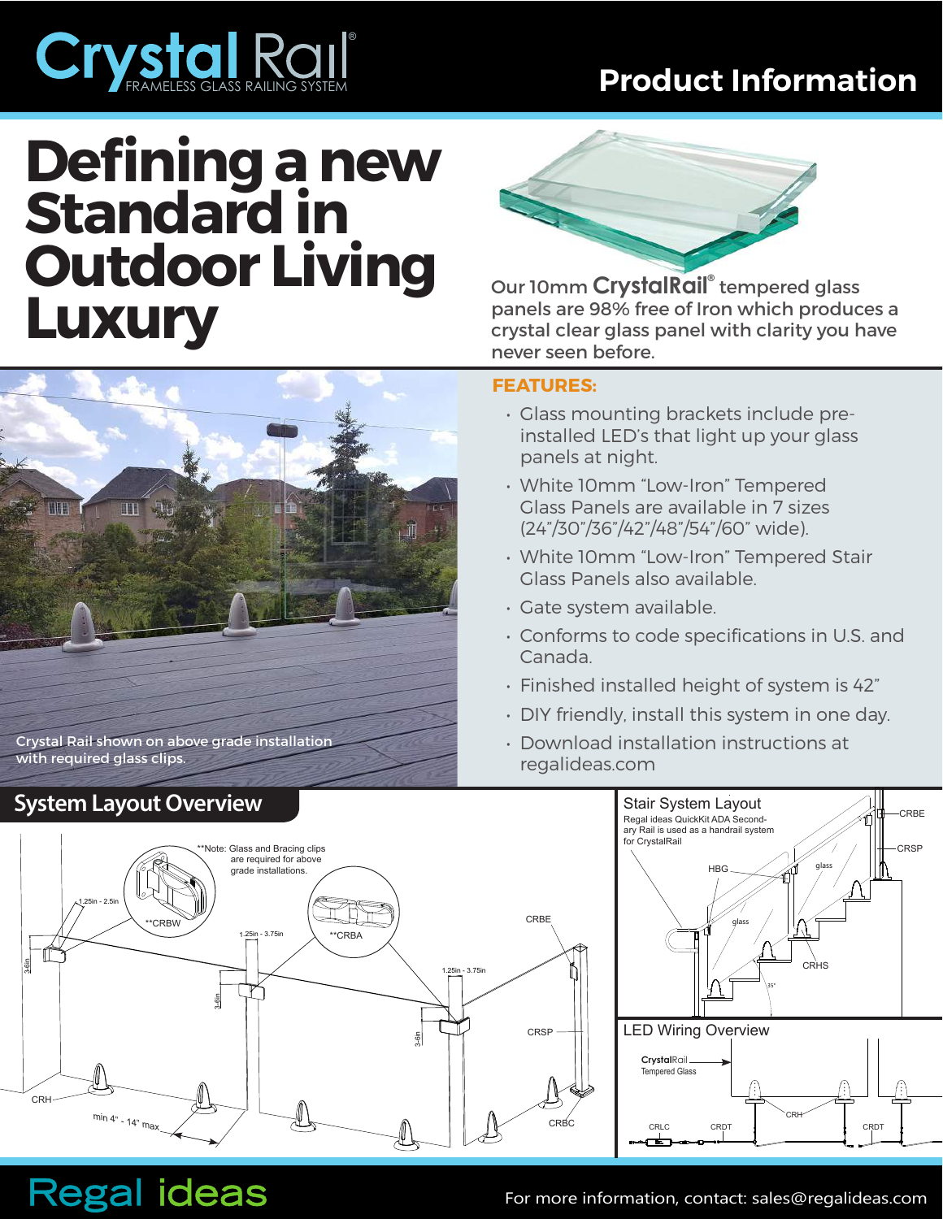# Crystal Rail®

FRAMELESS GLASS RAILING SYSTEM

## Product Information

# Defining a new Standard in Outdoor Living Luxury

Our 10mm **CrystalRail®** tempered glass panels are 98% free of Iron which produces a crystal clear glass panel with clarity you have never seen before.

Crystal Rail shown on above grade installation with required glass clips.

**FEATURES:**

- Glass mounting brackets include pre-installed LED's that light up your glass panels at night.
- White 10mm "Low-Iron" Tempered Glass Panels are available in 7 sizes (24"/30"/36"/42"/48"/54"/60" wide).
- White 10mm "Low-Iron" Tempered Stair Glass Panels also available.
- Gate system available.
- Conforms to code specifications in U.S. and Canada.
- Finished installed height of system is 42"
- DIY friendly, install this system in one day.
- Download installation instructions at regalideas.com

## System Layout Overview

**Note: Glass and Bracing clips are required for above grade installations.

**CRBW

**CRBA

1.25in - 2.5in

1.25in - 3.75in

1.25in - 3.75in

3-6in

3-6in

3-6in

CRBE

CRSP

CRBC

CRH

min 4" - 14" max

## Stair System Layout

Regal ideas QuickKit ADA Secondary Rail is used as a handrail system for CrystalRail

CRBE

CRSP

HBG

glass

glass

CRHS

35°

## LED Wiring Overview

CrystalRail Tempered Glass

CRH

CRLC

CRDT

CRDT

Regal ideas

For more information, contact: sales@regalideas.com